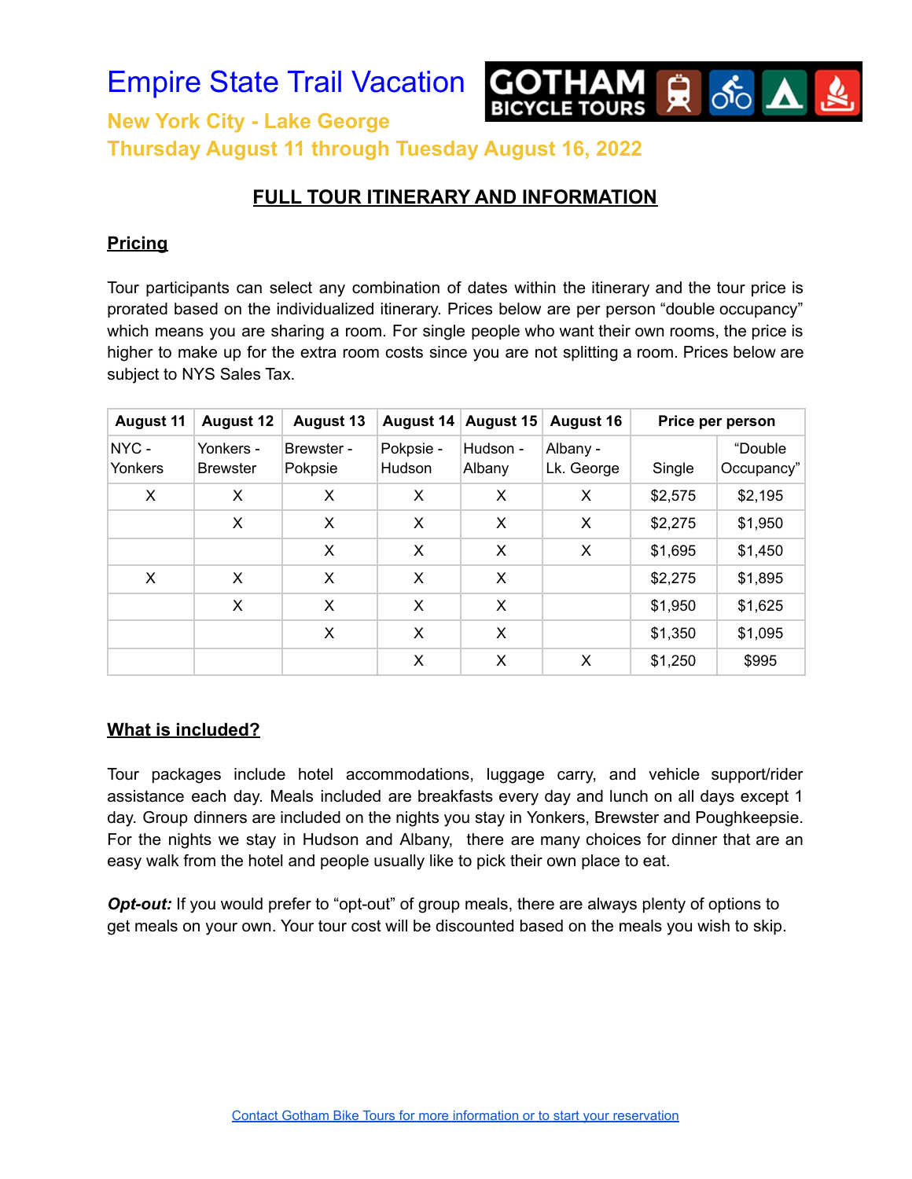# Empire State Trail Vacation

### New York City - Lake George
### Thursday August 11 through Tuesday August 16, 2022

## FULL TOUR ITINERARY AND INFORMATION

### Pricing

Tour participants can select any combination of dates within the itinerary and the tour price is prorated based on the individualized itinerary. Prices below are per person "double occupancy" which means you are sharing a room. For single people who want their own rooms, the price is higher to make up for the extra room costs since you are not splitting a room. Prices below are subject to NYS Sales Tax.

| August 11 | August 12 | August 13 | August 14 | August 15 | August 16 | Price per person | |
|---|---|---|---|---|---|---|---|
| NYC - Yonkers | Yonkers - Brewster | Brewster - Pokpsie | Pokpsie - Hudson | Hudson - Albany | Albany - Lk. George | Single | "Double Occupancy" |
| X | X | X | X | X | X | $2,575 | $2,195 |
| | X | X | X | X | X | $2,275 | $1,950 |
| | | X | X | X | X | $1,695 | $1,450 |
| X | X | X | X | X | | $2,275 | $1,895 |
| | X | X | X | X | | $1,950 | $1,625 |
| | | X | X | X | | $1,350 | $1,095 |
| | | | X | X | X | $1,250 | $995 |

### What is included?

Tour packages include hotel accommodations, luggage carry, and vehicle support/rider assistance each day. Meals included are breakfasts every day and lunch on all days except 1 day. Group dinners are included on the nights you stay in Yonkers, Brewster and Poughkeepsie. For the nights we stay in Hudson and Albany, there are many choices for dinner that are an easy walk from the hotel and people usually like to pick their own place to eat.

***Opt-out:*** If you would prefer to "opt-out" of group meals, there are always plenty of options to get meals on your own. Your tour cost will be discounted based on the meals you wish to skip.

Contact Gotham Bike Tours for more information or to start your reservation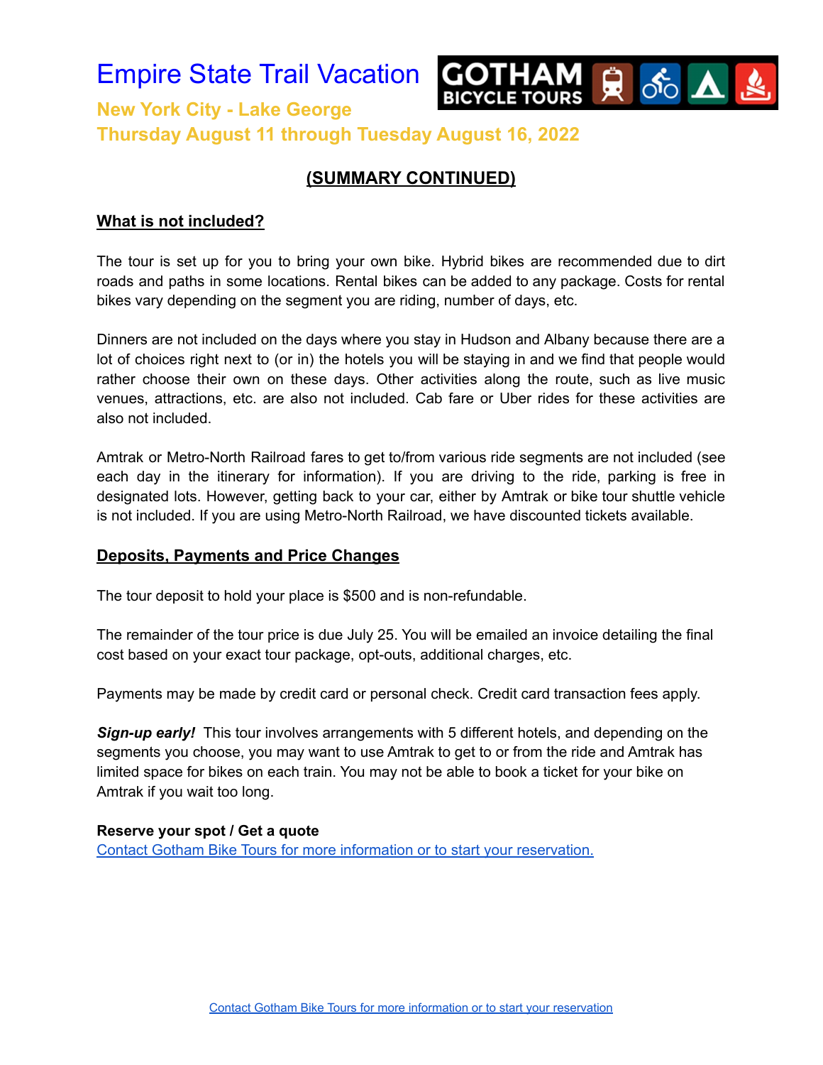# Empire State Trail Vacation

**New York City - Lake George**
**Thursday August 11 through Tuesday August 16, 2022**

## (SUMMARY CONTINUED)

### What is not included?

The tour is set up for you to bring your own bike. Hybrid bikes are recommended due to dirt roads and paths in some locations. Rental bikes can be added to any package. Costs for rental bikes vary depending on the segment you are riding, number of days, etc.

Dinners are not included on the days where you stay in Hudson and Albany because there are a lot of choices right next to (or in) the hotels you will be staying in and we find that people would rather choose their own on these days. Other activities along the route, such as live music venues, attractions, etc. are also not included. Cab fare or Uber rides for these activities are also not included.

Amtrak or Metro-North Railroad fares to get to/from various ride segments are not included (see each day in the itinerary for information). If you are driving to the ride, parking is free in designated lots. However, getting back to your car, either by Amtrak or bike tour shuttle vehicle is not included. If you are using Metro-North Railroad, we have discounted tickets available.

### Deposits, Payments and Price Changes

The tour deposit to hold your place is $500 and is non-refundable.

The remainder of the tour price is due July 25. You will be emailed an invoice detailing the final cost based on your exact tour package, opt-outs, additional charges, etc.

Payments may be made by credit card or personal check. Credit card transaction fees apply.

***Sign-up early!*** This tour involves arrangements with 5 different hotels, and depending on the segments you choose, you may want to use Amtrak to get to or from the ride and Amtrak has limited space for bikes on each train. You may not be able to book a ticket for your bike on Amtrak if you wait too long.

**Reserve your spot / Get a quote**
Contact Gotham Bike Tours for more information or to start your reservation.

Contact Gotham Bike Tours for more information or to start your reservation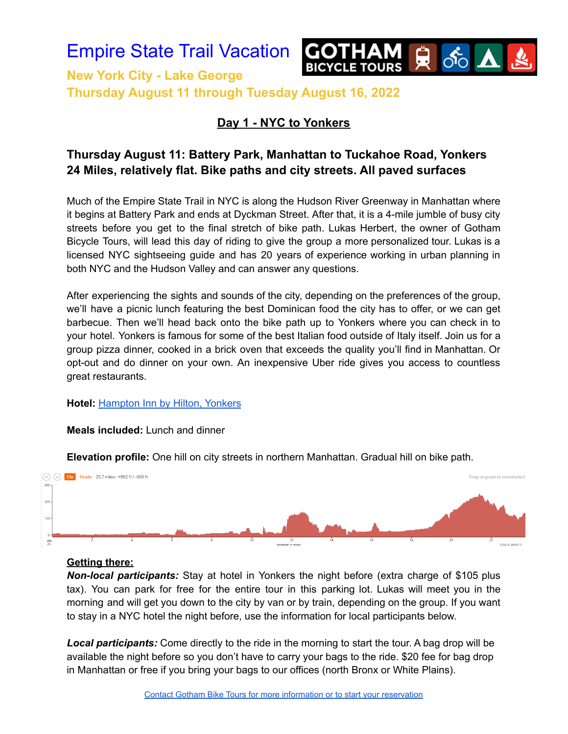# Empire State Trail Vacation

**New York City - Lake George**
**Thursday August 11 through Tuesday August 16, 2022**

## Day 1 - NYC to Yonkers

### Thursday August 11: Battery Park, Manhattan to Tuckahoe Road, Yonkers
### 24 Miles, relatively flat. Bike paths and city streets. All paved surfaces

Much of the Empire State Trail in NYC is along the Hudson River Greenway in Manhattan where it begins at Battery Park and ends at Dyckman Street. After that, it is a 4-mile jumble of busy city streets before you get to the final stretch of bike path. Lukas Herbert, the owner of Gotham Bicycle Tours, will lead this day of riding to give the group a more personalized tour. Lukas is a licensed NYC sightseeing guide and has 20 years of experience working in urban planning in both NYC and the Hudson Valley and can answer any questions.

After experiencing the sights and sounds of the city, depending on the preferences of the group, we'll have a picnic lunch featuring the best Dominican food the city has to offer, or we can get barbecue. Then we'll head back onto the bike path up to Yonkers where you can check in to your hotel. Yonkers is famous for some of the best Italian food outside of Italy itself. Join us for a group pizza dinner, cooked in a brick oven that exceeds the quality you'll find in Manhattan. Or opt-out and do dinner on your own. An inexpensive Uber ride gives you access to countless great restaurants.

**Hotel:** Hampton Inn by Hilton, Yonkers

**Meals included:** Lunch and dinner

**Elevation profile:** One hill on city streets in northern Manhattan. Gradual hill on bike path.

Ele Grade 23.7 miles · +992 ft / -868 ft

**Getting there:**

***Non-local participants:*** Stay at hotel in Yonkers the night before (extra charge of $105 plus tax). You can park for free for the entire tour in this parking lot. Lukas will meet you in the morning and will get you down to the city by van or by train, depending on the group. If you want to stay in a NYC hotel the night before, use the information for local participants below.

***Local participants:*** Come directly to the ride in the morning to start the tour. A bag drop will be available the night before so you don't have to carry your bags to the ride. $20 fee for bag drop in Manhattan or free if you bring your bags to our offices (north Bronx or White Plains).

Contact Gotham Bike Tours for more information or to start your reservation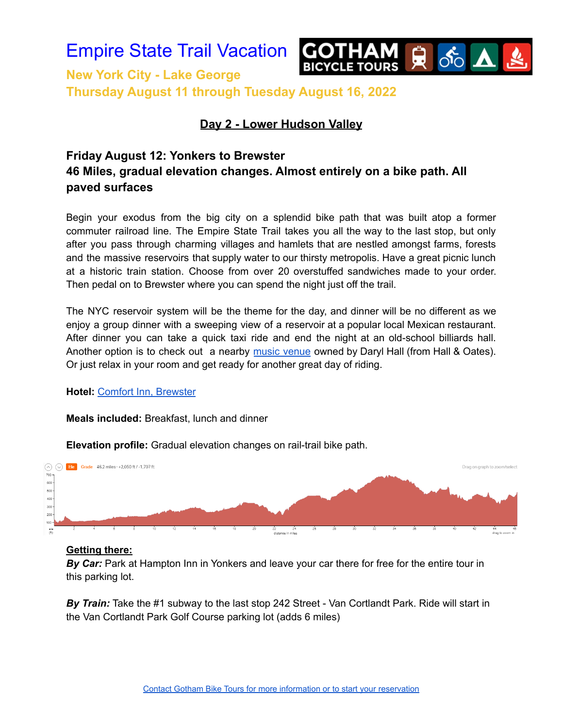# Empire State Trail Vacation

**New York City - Lake George**
**Thursday August 11 through Tuesday August 16, 2022**

## Day 2 - Lower Hudson Valley

### Friday August 12: Yonkers to Brewster
### 46 Miles, gradual elevation changes. Almost entirely on a bike path. All paved surfaces

Begin your exodus from the big city on a splendid bike path that was built atop a former commuter railroad line. The Empire State Trail takes you all the way to the last stop, but only after you pass through charming villages and hamlets that are nestled amongst farms, forests and the massive reservoirs that supply water to our thirsty metropolis. Have a great picnic lunch at a historic train station. Choose from over 20 overstuffed sandwiches made to your order. Then pedal on to Brewster where you can spend the night just off the trail.

The NYC reservoir system will be the theme for the day, and dinner will be no different as we enjoy a group dinner with a sweeping view of a reservoir at a popular local Mexican restaurant. After dinner you can take a quick taxi ride and end the night at an old-school billiards hall. Another option is to check out a nearby music venue owned by Daryl Hall (from Hall & Oates). Or just relax in your room and get ready for another great day of riding.

**Hotel:** Comfort Inn, Brewster

**Meals included:** Breakfast, lunch and dinner

**Elevation profile:** Gradual elevation changes on rail-trail bike path.

Ele Grade 46.2 miles · +2,050 ft / -1,707 ft

**Getting there:**

***By Car:*** Park at Hampton Inn in Yonkers and leave your car there for free for the entire tour in this parking lot.

***By Train:*** Take the #1 subway to the last stop 242 Street - Van Cortlandt Park. Ride will start in the Van Cortlandt Park Golf Course parking lot (adds 6 miles)

Contact Gotham Bike Tours for more information or to start your reservation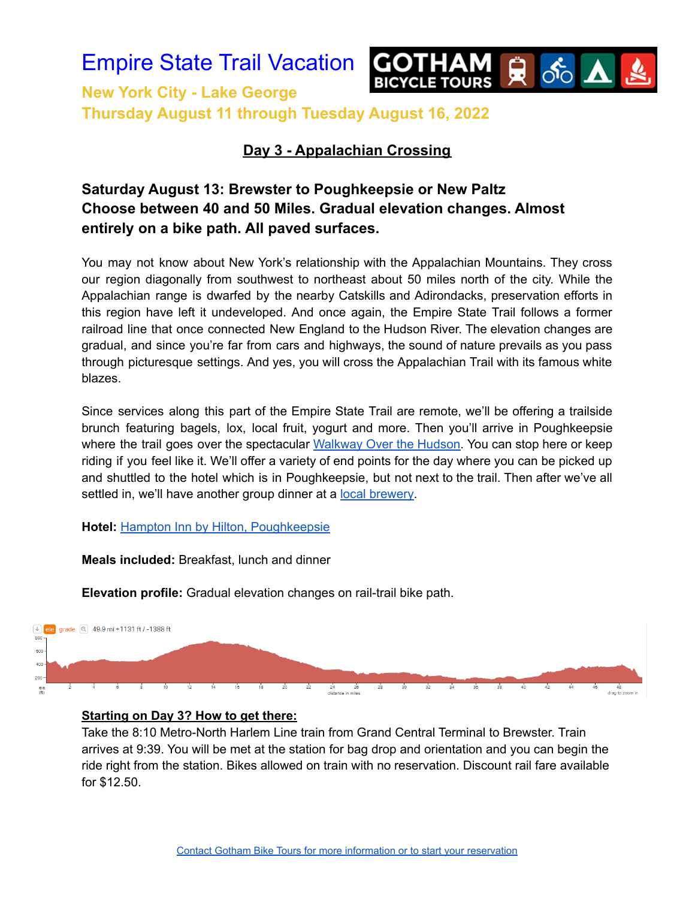# Empire State Trail Vacation

**New York City - Lake George**
**Thursday August 11 through Tuesday August 16, 2022**

GOTHAM BICYCLE TOURS

## Day 3 - Appalachian Crossing

### Saturday August 13: Brewster to Poughkeepsie or New Paltz
### Choose between 40 and 50 Miles. Gradual elevation changes. Almost entirely on a bike path. All paved surfaces.

You may not know about New York's relationship with the Appalachian Mountains. They cross our region diagonally from southwest to northeast about 50 miles north of the city. While the Appalachian range is dwarfed by the nearby Catskills and Adirondacks, preservation efforts in this region have left it undeveloped. And once again, the Empire State Trail follows a former railroad line that once connected New England to the Hudson River. The elevation changes are gradual, and since you're far from cars and highways, the sound of nature prevails as you pass through picturesque settings. And yes, you will cross the Appalachian Trail with its famous white blazes.

Since services along this part of the Empire State Trail are remote, we'll be offering a trailside brunch featuring bagels, lox, local fruit, yogurt and more. Then you'll arrive in Poughkeepsie where the trail goes over the spectacular Walkway Over the Hudson. You can stop here or keep riding if you feel like it. We'll offer a variety of end points for the day where you can be picked up and shuttled to the hotel which is in Poughkeepsie, but not next to the trail. Then after we've all settled in, we'll have another group dinner at a local brewery.

**Hotel:** Hampton Inn by Hilton, Poughkeepsie

**Meals included:** Breakfast, lunch and dinner

**Elevation profile:** Gradual elevation changes on rail-trail bike path.

ele grade 49.9 mi +1131 ft / -1388 ft

**Starting on Day 3? How to get there:**

Take the 8:10 Metro-North Harlem Line train from Grand Central Terminal to Brewster. Train arrives at 9:39. You will be met at the station for bag drop and orientation and you can begin the ride right from the station. Bikes allowed on train with no reservation. Discount rail fare available for $12.50.

Contact Gotham Bike Tours for more information or to start your reservation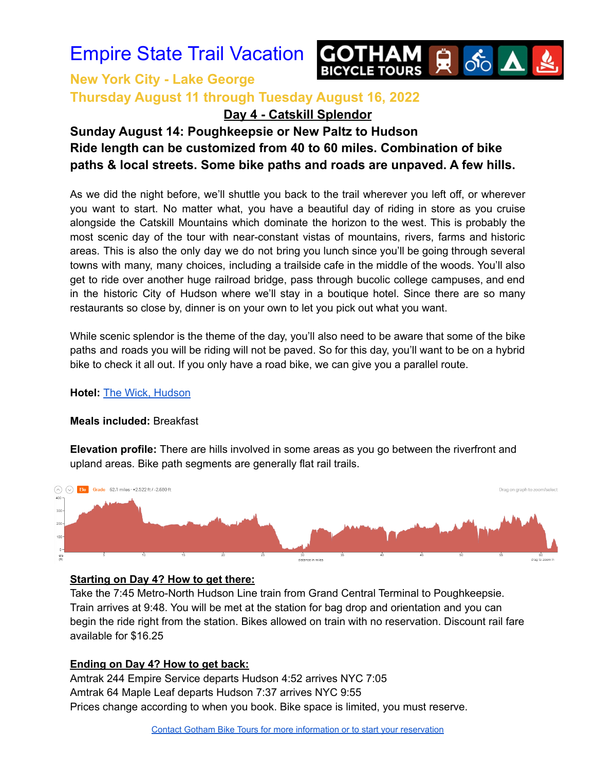# Empire State Trail Vacation

**New York City - Lake George**

**Thursday August 11 through Tuesday August 16, 2022**

## Day 4 - Catskill Splendor

**Sunday August 14: Poughkeepsie or New Paltz to Hudson**
**Ride length can be customized from 40 to 60 miles. Combination of bike paths & local streets. Some bike paths and roads are unpaved. A few hills.**

As we did the night before, we'll shuttle you back to the trail wherever you left off, or wherever you want to start. No matter what, you have a beautiful day of riding in store as you cruise alongside the Catskill Mountains which dominate the horizon to the west. This is probably the most scenic day of the tour with near-constant vistas of mountains, rivers, farms and historic areas. This is also the only day we do not bring you lunch since you'll be going through several towns with many, many choices, including a trailside cafe in the middle of the woods. You'll also get to ride over another huge railroad bridge, pass through bucolic college campuses, and end in the historic City of Hudson where we'll stay in a boutique hotel. Since there are so many restaurants so close by, dinner is on your own to let you pick out what you want.

While scenic splendor is the theme of the day, you'll also need to be aware that some of the bike paths and roads you will be riding will not be paved. So for this day, you'll want to be on a hybrid bike to check it all out. If you only have a road bike, we can give you a parallel route.

**Hotel:** [The Wick, Hudson]

**Meals included:** Breakfast

**Elevation profile:** There are hills involved in some areas as you go between the riverfront and upland areas. Bike path segments are generally flat rail trails.

Ele Grade 62.1 miles · +2,522 ft / -2,680 ft

**Starting on Day 4? How to get there:**
Take the 7:45 Metro-North Hudson Line train from Grand Central Terminal to Poughkeepsie. Train arrives at 9:48. You will be met at the station for bag drop and orientation and you can begin the ride right from the station. Bikes allowed on train with no reservation. Discount rail fare available for $16.25

**Ending on Day 4? How to get back:**
Amtrak 244 Empire Service departs Hudson 4:52 arrives NYC 7:05
Amtrak 64 Maple Leaf departs Hudson 7:37 arrives NYC 9:55
Prices change according to when you book. Bike space is limited, you must reserve.

[Contact Gotham Bike Tours for more information or to start your reservation]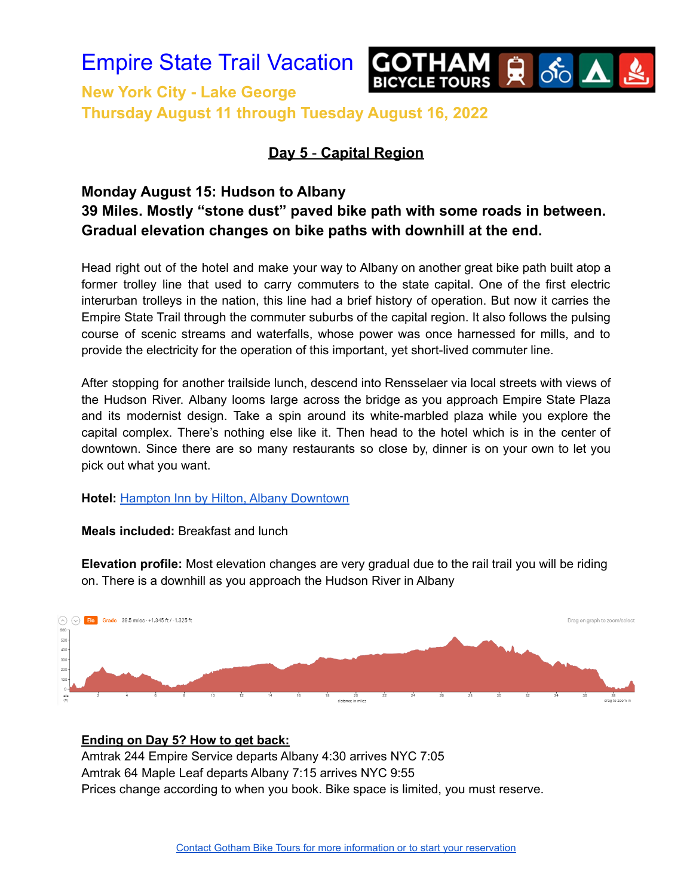# Empire State Trail Vacation

**New York City - Lake George**
**Thursday August 11 through Tuesday August 16, 2022**

GOTHAM BICYCLE TOURS

## Day 5 - Capital Region

### Monday August 15: Hudson to Albany
### 39 Miles. Mostly "stone dust" paved bike path with some roads in between. Gradual elevation changes on bike paths with downhill at the end.

Head right out of the hotel and make your way to Albany on another great bike path built atop a former trolley line that used to carry commuters to the state capital. One of the first electric interurban trolleys in the nation, this line had a brief history of operation. But now it carries the Empire State Trail through the commuter suburbs of the capital region. It also follows the pulsing course of scenic streams and waterfalls, whose power was once harnessed for mills, and to provide the electricity for the operation of this important, yet short-lived commuter line.

After stopping for another trailside lunch, descend into Rensselaer via local streets with views of the Hudson River. Albany looms large across the bridge as you approach Empire State Plaza and its modernist design. Take a spin around its white-marbled plaza while you explore the capital complex. There's nothing else like it. Then head to the hotel which is in the center of downtown. Since there are so many restaurants so close by, dinner is on your own to let you pick out what you want.

**Hotel:** [Hampton Inn by Hilton, Albany Downtown]()

**Meals included:** Breakfast and lunch

**Elevation profile:** Most elevation changes are very gradual due to the rail trail you will be riding on. There is a downhill as you approach the Hudson River in Albany

Ele Grade 39.5 miles · +1,345 ft / -1,325 ft

**Ending on Day 5? How to get back:**

Amtrak 244 Empire Service departs Albany 4:30 arrives NYC 7:05
Amtrak 64 Maple Leaf departs Albany 7:15 arrives NYC 9:55
Prices change according to when you book. Bike space is limited, you must reserve.

[Contact Gotham Bike Tours for more information or to start your reservation]()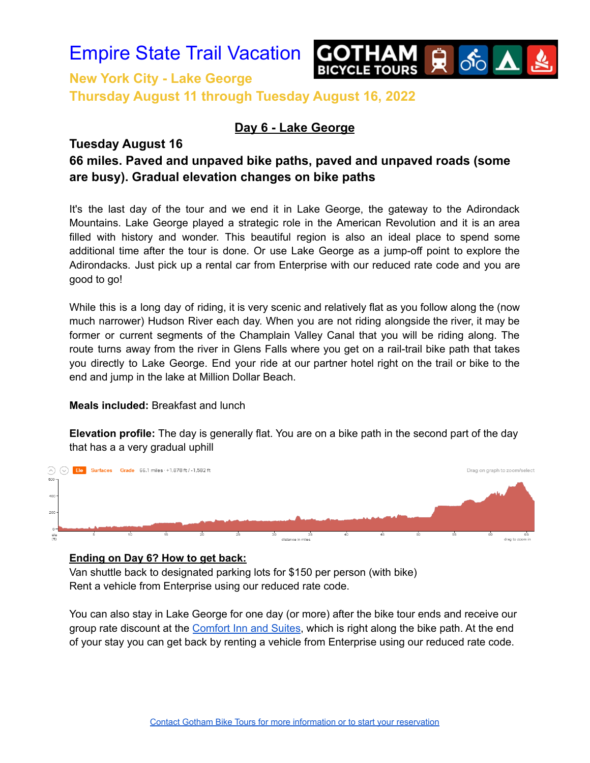# Empire State Trail Vacation

GOTHAM BICYCLE TOURS

**New York City - Lake George**
**Thursday August 11 through Tuesday August 16, 2022**

## Day 6 - Lake George

**Tuesday August 16**
**66 miles. Paved and unpaved bike paths, paved and unpaved roads (some are busy). Gradual elevation changes on bike paths**

It's the last day of the tour and we end it in Lake George, the gateway to the Adirondack Mountains. Lake George played a strategic role in the American Revolution and it is an area filled with history and wonder. This beautiful region is also an ideal place to spend some additional time after the tour is done. Or use Lake George as a jump-off point to explore the Adirondacks. Just pick up a rental car from Enterprise with our reduced rate code and you are good to go!

While this is a long day of riding, it is very scenic and relatively flat as you follow along the (now much narrower) Hudson River each day. When you are not riding alongside the river, it may be former or current segments of the Champlain Valley Canal that you will be riding along. The route turns away from the river in Glens Falls where you get on a rail-trail bike path that takes you directly to Lake George. End your ride at our partner hotel right on the trail or bike to the end and jump in the lake at Million Dollar Beach.

**Meals included:** Breakfast and lunch

**Elevation profile:** The day is generally flat. You are on a bike path in the second part of the day that has a a very gradual uphill

Ele Surfaces Grade 66.1 miles · +1,878 ft / -1,582 ft
Drag on graph to zoom/select
600
400
200
0
ele (ft)
5 10 15 20 25 30 35 40 45 50 55 60 65
distance in miles
drag to zoom in

**Ending on Day 6? How to get back:**

Van shuttle back to designated parking lots for $150 per person (with bike)
Rent a vehicle from Enterprise using our reduced rate code.

You can also stay in Lake George for one day (or more) after the bike tour ends and receive our group rate discount at the Comfort Inn and Suites, which is right along the bike path. At the end of your stay you can get back by renting a vehicle from Enterprise using our reduced rate code.

Contact Gotham Bike Tours for more information or to start your reservation